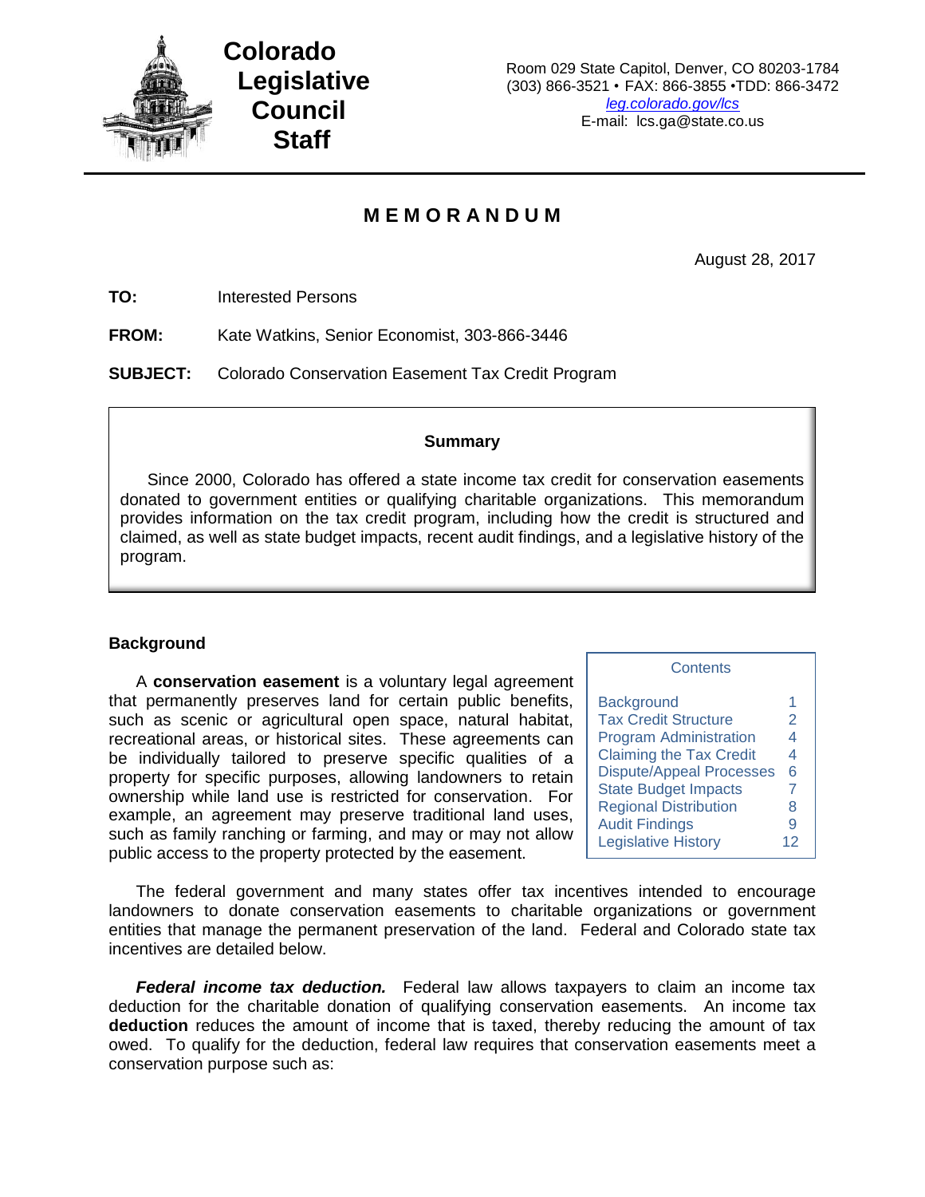# Colorado Legislative Council Staff

Room 029 State Capitol, Denver, CO 80203-1784
(303) 866-3521 • FAX: 866-3855 •TDD: 866-3472
leg.colorado.gov/lcs
E-mail: lcs.ga@state.co.us

## MEMORANDUM

August 28, 2017

**TO:** Interested Persons

**FROM:** Kate Watkins, Senior Economist, 303-866-3446

**SUBJECT:** Colorado Conservation Easement Tax Credit Program

> **Summary**
>
> Since 2000, Colorado has offered a state income tax credit for conservation easements donated to government entities or qualifying charitable organizations. This memorandum provides information on the tax credit program, including how the credit is structured and claimed, as well as state budget impacts, recent audit findings, and a legislative history of the program.

| Contents | |
|---|---|
| Background | 1 |
| Tax Credit Structure | 2 |
| Program Administration | 4 |
| Claiming the Tax Credit | 4 |
| Dispute/Appeal Processes | 6 |
| State Budget Impacts | 7 |
| Regional Distribution | 8 |
| Audit Findings | 9 |
| Legislative History | 12 |

### Background

A **conservation easement** is a voluntary legal agreement that permanently preserves land for certain public benefits, such as scenic or agricultural open space, natural habitat, recreational areas, or historical sites. These agreements can be individually tailored to preserve specific qualities of a property for specific purposes, allowing landowners to retain ownership while land use is restricted for conservation. For example, an agreement may preserve traditional land uses, such as family ranching or farming, and may or may not allow public access to the property protected by the easement.

The federal government and many states offer tax incentives intended to encourage landowners to donate conservation easements to charitable organizations or government entities that manage the permanent preservation of the land. Federal and Colorado state tax incentives are detailed below.

***Federal income tax deduction.*** Federal law allows taxpayers to claim an income tax deduction for the charitable donation of qualifying conservation easements. An income tax **deduction** reduces the amount of income that is taxed, thereby reducing the amount of tax owed. To qualify for the deduction, federal law requires that conservation easements meet a conservation purpose such as: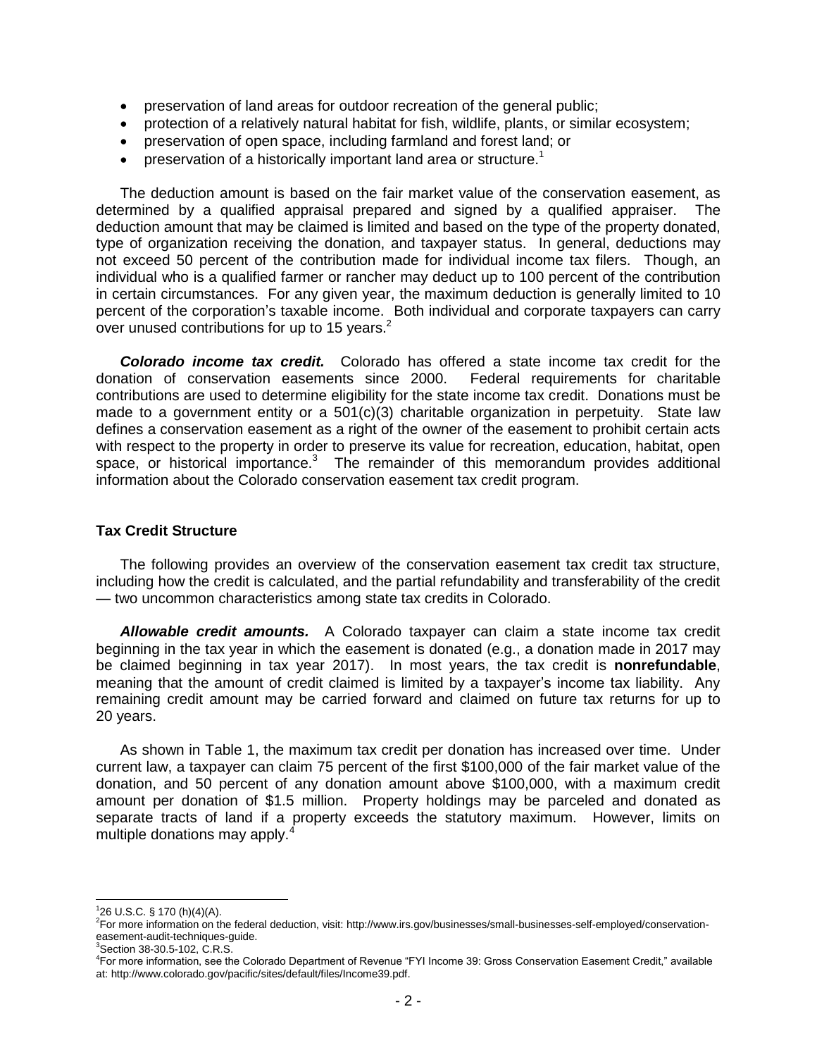- preservation of land areas for outdoor recreation of the general public;
- protection of a relatively natural habitat for fish, wildlife, plants, or similar ecosystem;
- preservation of open space, including farmland and forest land; or
- preservation of a historically important land area or structure.[1]

The deduction amount is based on the fair market value of the conservation easement, as determined by a qualified appraisal prepared and signed by a qualified appraiser. The deduction amount that may be claimed is limited and based on the type of the property donated, type of organization receiving the donation, and taxpayer status. In general, deductions may not exceed 50 percent of the contribution made for individual income tax filers. Though, an individual who is a qualified farmer or rancher may deduct up to 100 percent of the contribution in certain circumstances. For any given year, the maximum deduction is generally limited to 10 percent of the corporation's taxable income. Both individual and corporate taxpayers can carry over unused contributions for up to 15 years.[2]

***Colorado income tax credit.*** Colorado has offered a state income tax credit for the donation of conservation easements since 2000. Federal requirements for charitable contributions are used to determine eligibility for the state income tax credit. Donations must be made to a government entity or a 501(c)(3) charitable organization in perpetuity. State law defines a conservation easement as a right of the owner of the easement to prohibit certain acts with respect to the property in order to preserve its value for recreation, education, habitat, open space, or historical importance.[3] The remainder of this memorandum provides additional information about the Colorado conservation easement tax credit program.

**Tax Credit Structure**

The following provides an overview of the conservation easement tax credit tax structure, including how the credit is calculated, and the partial refundability and transferability of the credit — two uncommon characteristics among state tax credits in Colorado.

***Allowable credit amounts.*** A Colorado taxpayer can claim a state income tax credit beginning in the tax year in which the easement is donated (e.g., a donation made in 2017 may be claimed beginning in tax year 2017). In most years, the tax credit is **nonrefundable**, meaning that the amount of credit claimed is limited by a taxpayer's income tax liability. Any remaining credit amount may be carried forward and claimed on future tax returns for up to 20 years.

As shown in Table 1, the maximum tax credit per donation has increased over time. Under current law, a taxpayer can claim 75 percent of the first $100,000 of the fair market value of the donation, and 50 percent of any donation amount above $100,000, with a maximum credit amount per donation of $1.5 million. Property holdings may be parceled and donated as separate tracts of land if a property exceeds the statutory maximum. However, limits on multiple donations may apply.[4]

---

[1] 26 U.S.C. § 170 (h)(4)(A).

[2] For more information on the federal deduction, visit: http://www.irs.gov/businesses/small-businesses-self-employed/conservation-easement-audit-techniques-guide.

[3] Section 38-30.5-102, C.R.S.

[4] For more information, see the Colorado Department of Revenue "FYI Income 39: Gross Conservation Easement Credit," available at: http://www.colorado.gov/pacific/sites/default/files/Income39.pdf.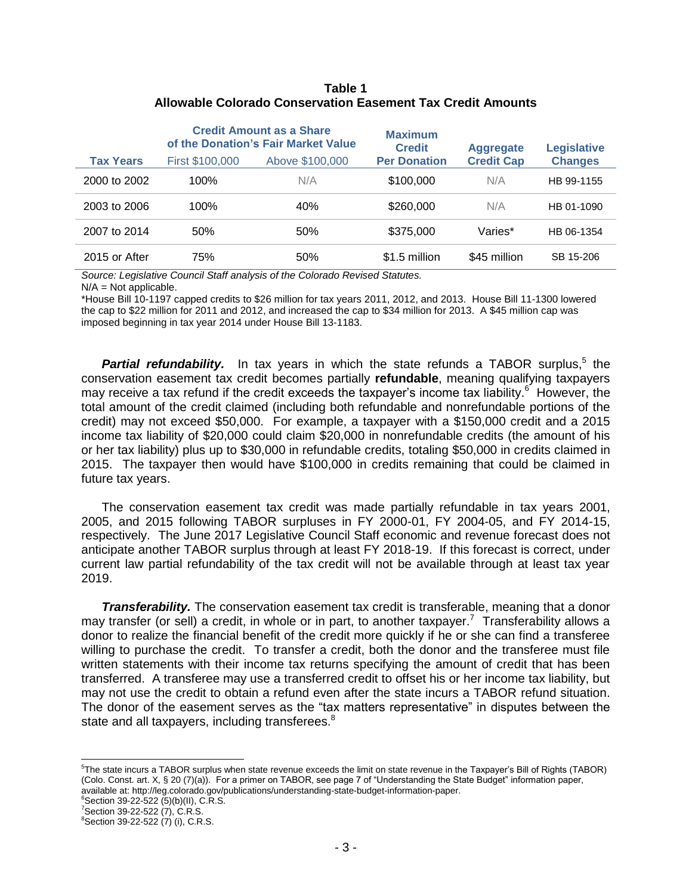**Table 1**
**Allowable Colorado Conservation Easement Tax Credit Amounts**

| | Credit Amount as a Share of the Donation's Fair Market Value | | Maximum Credit | Aggregate | Legislative |
|---|---|---|---|---|---|
| Tax Years | First \$100,000 | Above \$100,000 | Per Donation | Credit Cap | Changes |
| 2000 to 2002 | 100% | N/A | \$100,000 | N/A | HB 99-1155 |
| 2003 to 2006 | 100% | 40% | \$260,000 | N/A | HB 01-1090 |
| 2007 to 2014 | 50% | 50% | \$375,000 | Varies* | HB 06-1354 |
| 2015 or After | 75% | 50% | \$1.5 million | \$45 million | SB 15-206 |

*Source: Legislative Council Staff analysis of the Colorado Revised Statutes.*
N/A = Not applicable.
*House Bill 10-1197 capped credits to \$26 million for tax years 2011, 2012, and 2013. House Bill 11-1300 lowered the cap to \$22 million for 2011 and 2012, and increased the cap to \$34 million for 2013. A \$45 million cap was imposed beginning in tax year 2014 under House Bill 13-1183.

***Partial refundability.*** In tax years in which the state refunds a TABOR surplus,[5] the conservation easement tax credit becomes partially **refundable**, meaning qualifying taxpayers may receive a tax refund if the credit exceeds the taxpayer's income tax liability.[6] However, the total amount of the credit claimed (including both refundable and nonrefundable portions of the credit) may not exceed \$50,000. For example, a taxpayer with a \$150,000 credit and a 2015 income tax liability of \$20,000 could claim \$20,000 in nonrefundable credits (the amount of his or her tax liability) plus up to \$30,000 in refundable credits, totaling \$50,000 in credits claimed in 2015. The taxpayer then would have \$100,000 in credits remaining that could be claimed in future tax years.

The conservation easement tax credit was made partially refundable in tax years 2001, 2005, and 2015 following TABOR surpluses in FY 2000-01, FY 2004-05, and FY 2014-15, respectively. The June 2017 Legislative Council Staff economic and revenue forecast does not anticipate another TABOR surplus through at least FY 2018-19. If this forecast is correct, under current law partial refundability of the tax credit will not be available through at least tax year 2019.

***Transferability.*** The conservation easement tax credit is transferable, meaning that a donor may transfer (or sell) a credit, in whole or in part, to another taxpayer.[7] Transferability allows a donor to realize the financial benefit of the credit more quickly if he or she can find a transferee willing to purchase the credit. To transfer a credit, both the donor and the transferee must file written statements with their income tax returns specifying the amount of credit that has been transferred. A transferee may use a transferred credit to offset his or her income tax liability, but may not use the credit to obtain a refund even after the state incurs a TABOR refund situation. The donor of the easement serves as the "tax matters representative" in disputes between the state and all taxpayers, including transferees.[8]

---

[5] The state incurs a TABOR surplus when state revenue exceeds the limit on state revenue in the Taxpayer's Bill of Rights (TABOR) (Colo. Const. art. X, § 20 (7)(a)). For a primer on TABOR, see page 7 of "Understanding the State Budget" information paper, available at: http://leg.colorado.gov/publications/understanding-state-budget-information-paper.
[6] Section 39-22-522 (5)(b)(II), C.R.S.
[7] Section 39-22-522 (7), C.R.S.
[8] Section 39-22-522 (7) (i), C.R.S.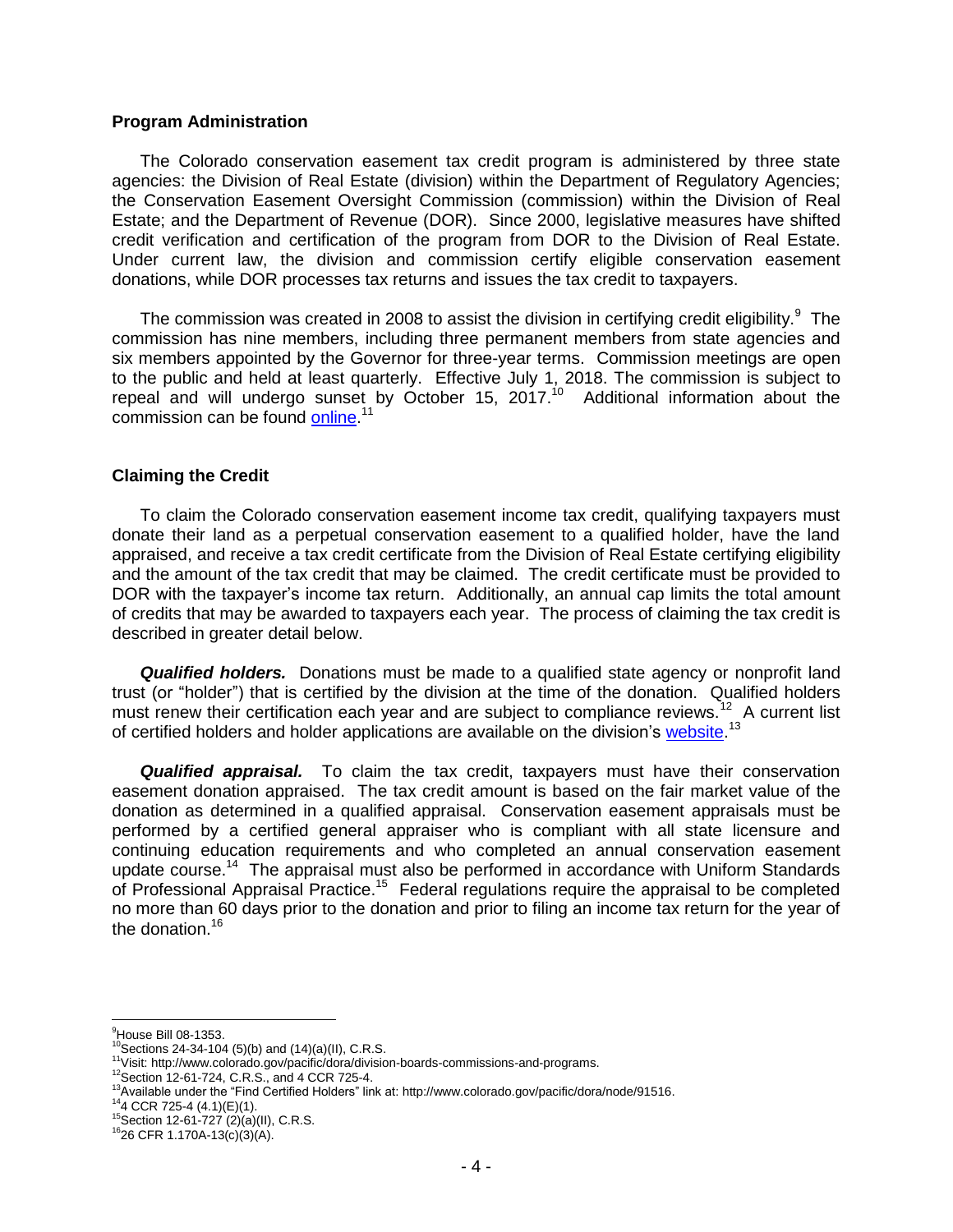### Program Administration

The Colorado conservation easement tax credit program is administered by three state agencies: the Division of Real Estate (division) within the Department of Regulatory Agencies; the Conservation Easement Oversight Commission (commission) within the Division of Real Estate; and the Department of Revenue (DOR). Since 2000, legislative measures have shifted credit verification and certification of the program from DOR to the Division of Real Estate. Under current law, the division and commission certify eligible conservation easement donations, while DOR processes tax returns and issues the tax credit to taxpayers.

The commission was created in 2008 to assist the division in certifying credit eligibility.[9] The commission has nine members, including three permanent members from state agencies and six members appointed by the Governor for three-year terms. Commission meetings are open to the public and held at least quarterly. Effective July 1, 2018. The commission is subject to repeal and will undergo sunset by October 15, 2017.[10] Additional information about the commission can be found online.[11]

### Claiming the Credit

To claim the Colorado conservation easement income tax credit, qualifying taxpayers must donate their land as a perpetual conservation easement to a qualified holder, have the land appraised, and receive a tax credit certificate from the Division of Real Estate certifying eligibility and the amount of the tax credit that may be claimed. The credit certificate must be provided to DOR with the taxpayer's income tax return. Additionally, an annual cap limits the total amount of credits that may be awarded to taxpayers each year. The process of claiming the tax credit is described in greater detail below.

***Qualified holders.*** Donations must be made to a qualified state agency or nonprofit land trust (or "holder") that is certified by the division at the time of the donation. Qualified holders must renew their certification each year and are subject to compliance reviews.[12] A current list of certified holders and holder applications are available on the division's website.[13]

***Qualified appraisal.*** To claim the tax credit, taxpayers must have their conservation easement donation appraised. The tax credit amount is based on the fair market value of the donation as determined in a qualified appraisal. Conservation easement appraisals must be performed by a certified general appraiser who is compliant with all state licensure and continuing education requirements and who completed an annual conservation easement update course.[14] The appraisal must also be performed in accordance with Uniform Standards of Professional Appraisal Practice.[15] Federal regulations require the appraisal to be completed no more than 60 days prior to the donation and prior to filing an income tax return for the year of the donation.[16]

---

[9] House Bill 08-1353.

[10] Sections 24-34-104 (5)(b) and (14)(a)(II), C.R.S.

[11] Visit: http://www.colorado.gov/pacific/dora/division-boards-commissions-and-programs.

[12] Section 12-61-724, C.R.S., and 4 CCR 725-4.

[13] Available under the "Find Certified Holders" link at: http://www.colorado.gov/pacific/dora/node/91516.

[14] 4 CCR 725-4 (4.1)(E)(1).

[15] Section 12-61-727 (2)(a)(II), C.R.S.

[16] 26 CFR 1.170A-13(c)(3)(A).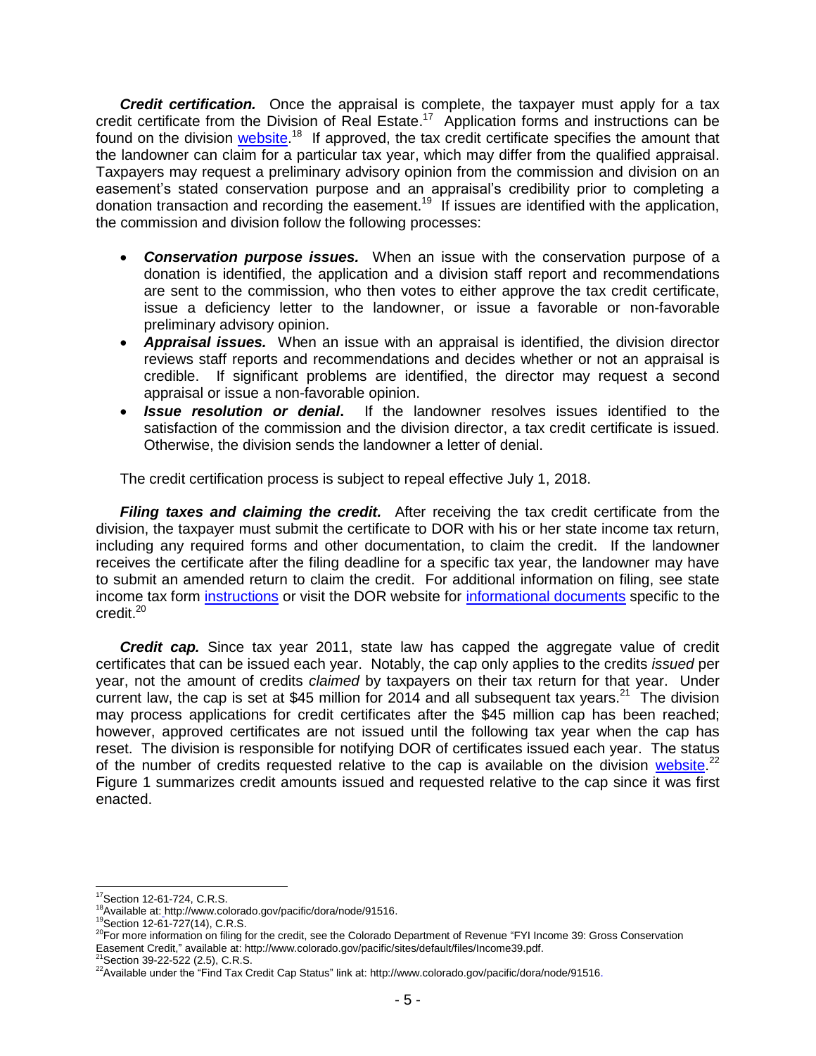***Credit certification.*** Once the appraisal is complete, the taxpayer must apply for a tax credit certificate from the Division of Real Estate.[17] Application forms and instructions can be found on the division website.[18] If approved, the tax credit certificate specifies the amount that the landowner can claim for a particular tax year, which may differ from the qualified appraisal. Taxpayers may request a preliminary advisory opinion from the commission and division on an easement's stated conservation purpose and an appraisal's credibility prior to completing a donation transaction and recording the easement.[19] If issues are identified with the application, the commission and division follow the following processes:

- ***Conservation purpose issues.*** When an issue with the conservation purpose of a donation is identified, the application and a division staff report and recommendations are sent to the commission, who then votes to either approve the tax credit certificate, issue a deficiency letter to the landowner, or issue a favorable or non-favorable preliminary advisory opinion.
- ***Appraisal issues.*** When an issue with an appraisal is identified, the division director reviews staff reports and recommendations and decides whether or not an appraisal is credible. If significant problems are identified, the director may request a second appraisal or issue a non-favorable opinion.
- ***Issue resolution or denial*****.** If the landowner resolves issues identified to the satisfaction of the commission and the division director, a tax credit certificate is issued. Otherwise, the division sends the landowner a letter of denial.

The credit certification process is subject to repeal effective July 1, 2018.

***Filing taxes and claiming the credit.*** After receiving the tax credit certificate from the division, the taxpayer must submit the certificate to DOR with his or her state income tax return, including any required forms and other documentation, to claim the credit. If the landowner receives the certificate after the filing deadline for a specific tax year, the landowner may have to submit an amended return to claim the credit. For additional information on filing, see state income tax form instructions or visit the DOR website for informational documents specific to the credit.[20]

***Credit cap.*** Since tax year 2011, state law has capped the aggregate value of credit certificates that can be issued each year. Notably, the cap only applies to the credits *issued* per year, not the amount of credits *claimed* by taxpayers on their tax return for that year. Under current law, the cap is set at \$45 million for 2014 and all subsequent tax years.[21] The division may process applications for credit certificates after the \$45 million cap has been reached; however, approved certificates are not issued until the following tax year when the cap has reset. The division is responsible for notifying DOR of certificates issued each year. The status of the number of credits requested relative to the cap is available on the division website.[22] Figure 1 summarizes credit amounts issued and requested relative to the cap since it was first enacted.

---

[17] Section 12-61-724, C.R.S.

[18] Available at: http://www.colorado.gov/pacific/dora/node/91516.

[19] Section 12-61-727(14), C.R.S.

[20] For more information on filing for the credit, see the Colorado Department of Revenue "FYI Income 39: Gross Conservation Easement Credit," available at: http://www.colorado.gov/pacific/sites/default/files/Income39.pdf.

[21] Section 39-22-522 (2.5), C.R.S.

[22] Available under the "Find Tax Credit Cap Status" link at: http://www.colorado.gov/pacific/dora/node/91516.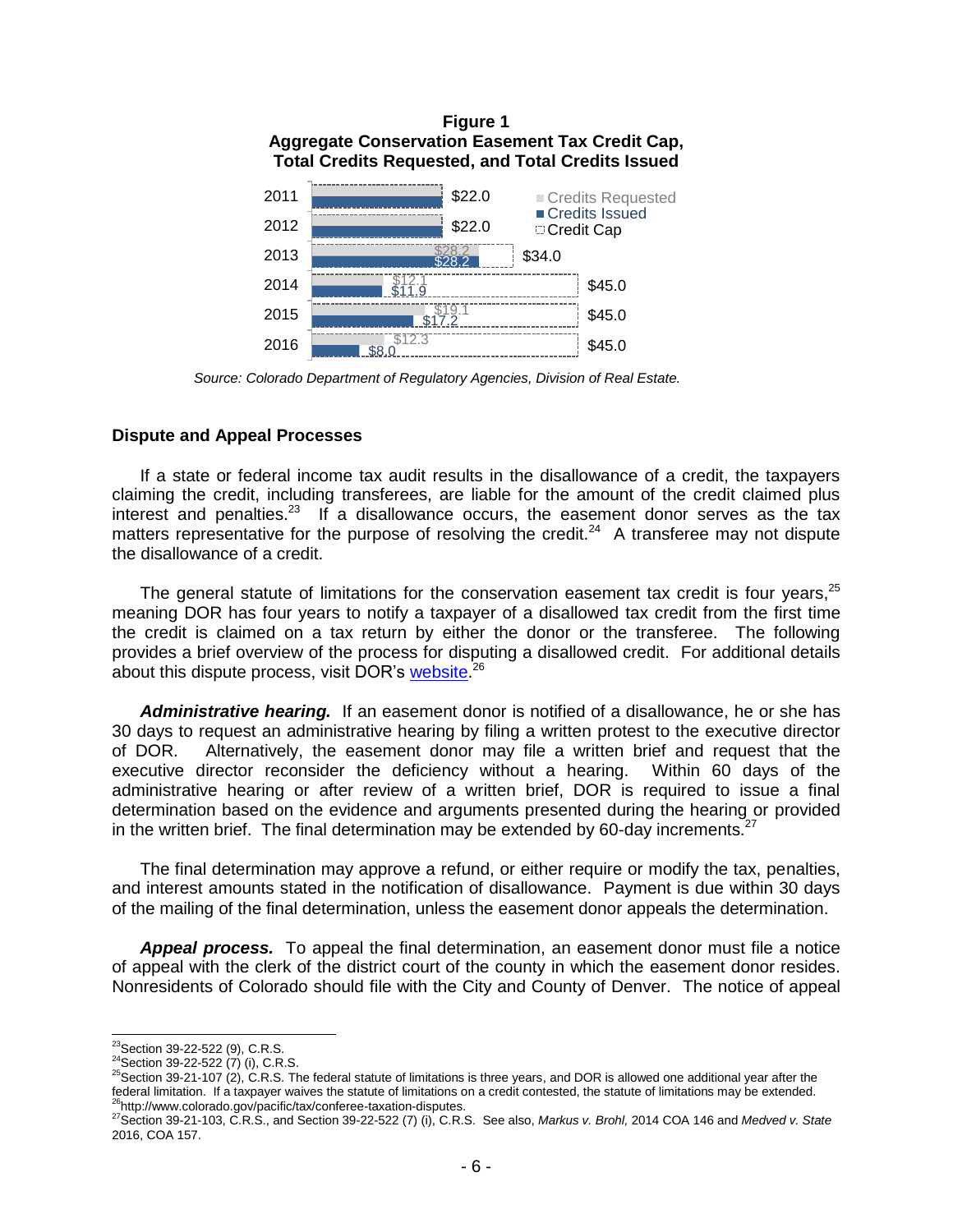**Figure 1**
**Aggregate Conservation Easement Tax Credit Cap, Total Credits Requested, and Total Credits Issued**

| Year | Credits Requested | Credits Issued | Credit Cap |
|---|---|---|---|
| 2011 | | | $22.0 |
| 2012 | | | $22.0 |
| 2013 | $28.2 | $28.2 | $34.0 |
| 2014 | $12.1 | $11.9 | $45.0 |
| 2015 | $19.1 | $17.2 | $45.0 |
| 2016 | $12.3 | $8.0 | $45.0 |

*Source: Colorado Department of Regulatory Agencies, Division of Real Estate.*

### Dispute and Appeal Processes

If a state or federal income tax audit results in the disallowance of a credit, the taxpayers claiming the credit, including transferees, are liable for the amount of the credit claimed plus interest and penalties.[23] If a disallowance occurs, the easement donor serves as the tax matters representative for the purpose of resolving the credit.[24] A transferee may not dispute the disallowance of a credit.

The general statute of limitations for the conservation easement tax credit is four years,[25] meaning DOR has four years to notify a taxpayer of a disallowed tax credit from the first time the credit is claimed on a tax return by either the donor or the transferee. The following provides a brief overview of the process for disputing a disallowed credit. For additional details about this dispute process, visit DOR's website.[26]

***Administrative hearing.*** If an easement donor is notified of a disallowance, he or she has 30 days to request an administrative hearing by filing a written protest to the executive director of DOR. Alternatively, the easement donor may file a written brief and request that the executive director reconsider the deficiency without a hearing. Within 60 days of the administrative hearing or after review of a written brief, DOR is required to issue a final determination based on the evidence and arguments presented during the hearing or provided in the written brief. The final determination may be extended by 60-day increments.[27]

The final determination may approve a refund, or either require or modify the tax, penalties, and interest amounts stated in the notification of disallowance. Payment is due within 30 days of the mailing of the final determination, unless the easement donor appeals the determination.

***Appeal process.*** To appeal the final determination, an easement donor must file a notice of appeal with the clerk of the district court of the county in which the easement donor resides. Nonresidents of Colorado should file with the City and County of Denver. The notice of appeal

---

[23] Section 39-22-522 (9), C.R.S.
[24] Section 39-22-522 (7) (i), C.R.S.
[25] Section 39-21-107 (2), C.R.S. The federal statute of limitations is three years, and DOR is allowed one additional year after the federal limitation. If a taxpayer waives the statute of limitations on a credit contested, the statute of limitations may be extended.
[26] http://www.colorado.gov/pacific/tax/conferee-taxation-disputes.
[27] Section 39-21-103, C.R.S., and Section 39-22-522 (7) (i), C.R.S. See also, *Markus v. Brohl,* 2014 COA 146 and *Medved v. State* 2016, COA 157.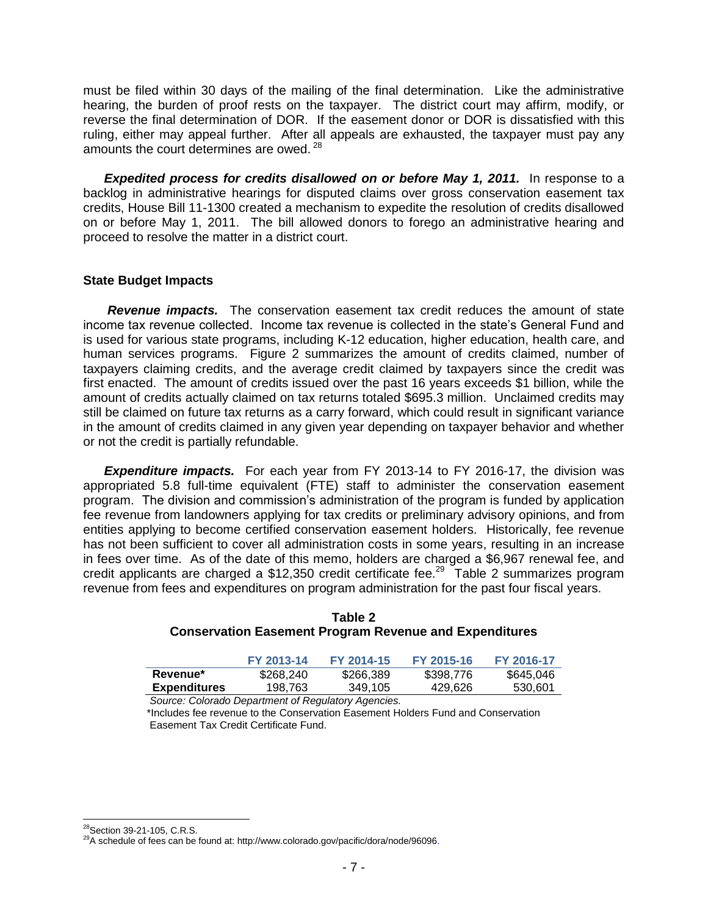must be filed within 30 days of the mailing of the final determination. Like the administrative hearing, the burden of proof rests on the taxpayer. The district court may affirm, modify, or reverse the final determination of DOR. If the easement donor or DOR is dissatisfied with this ruling, either may appeal further. After all appeals are exhausted, the taxpayer must pay any amounts the court determines are owed.[28]

***Expedited process for credits disallowed on or before May 1, 2011.*** In response to a backlog in administrative hearings for disputed claims over gross conservation easement tax credits, House Bill 11-1300 created a mechanism to expedite the resolution of credits disallowed on or before May 1, 2011. The bill allowed donors to forego an administrative hearing and proceed to resolve the matter in a district court.

**State Budget Impacts**

***Revenue impacts.*** The conservation easement tax credit reduces the amount of state income tax revenue collected. Income tax revenue is collected in the state's General Fund and is used for various state programs, including K-12 education, higher education, health care, and human services programs. Figure 2 summarizes the amount of credits claimed, number of taxpayers claiming credits, and the average credit claimed by taxpayers since the credit was first enacted. The amount of credits issued over the past 16 years exceeds $1 billion, while the amount of credits actually claimed on tax returns totaled $695.3 million. Unclaimed credits may still be claimed on future tax returns as a carry forward, which could result in significant variance in the amount of credits claimed in any given year depending on taxpayer behavior and whether or not the credit is partially refundable.

***Expenditure impacts.*** For each year from FY 2013-14 to FY 2016-17, the division was appropriated 5.8 full-time equivalent (FTE) staff to administer the conservation easement program. The division and commission's administration of the program is funded by application fee revenue from landowners applying for tax credits or preliminary advisory opinions, and from entities applying to become certified conservation easement holders. Historically, fee revenue has not been sufficient to cover all administration costs in some years, resulting in an increase in fees over time. As of the date of this memo, holders are charged a $6,967 renewal fee, and credit applicants are charged a $12,350 credit certificate fee.[29] Table 2 summarizes program revenue from fees and expenditures on program administration for the past four fiscal years.

**Table 2**
**Conservation Easement Program Revenue and Expenditures**

| | FY 2013-14 | FY 2014-15 | FY 2015-16 | FY 2016-17 |
|---|---|---|---|---|
| **Revenue*** | $268,240 | $266,389 | $398,776 | $645,046 |
| **Expenditures** | 198,763 | 349,105 | 429,626 | 530,601 |

*Source: Colorado Department of Regulatory Agencies.*

*Includes fee revenue to the Conservation Easement Holders Fund and Conservation Easement Tax Credit Certificate Fund.

[28] Section 39-21-105, C.R.S.

[29] A schedule of fees can be found at: http://www.colorado.gov/pacific/dora/node/96096.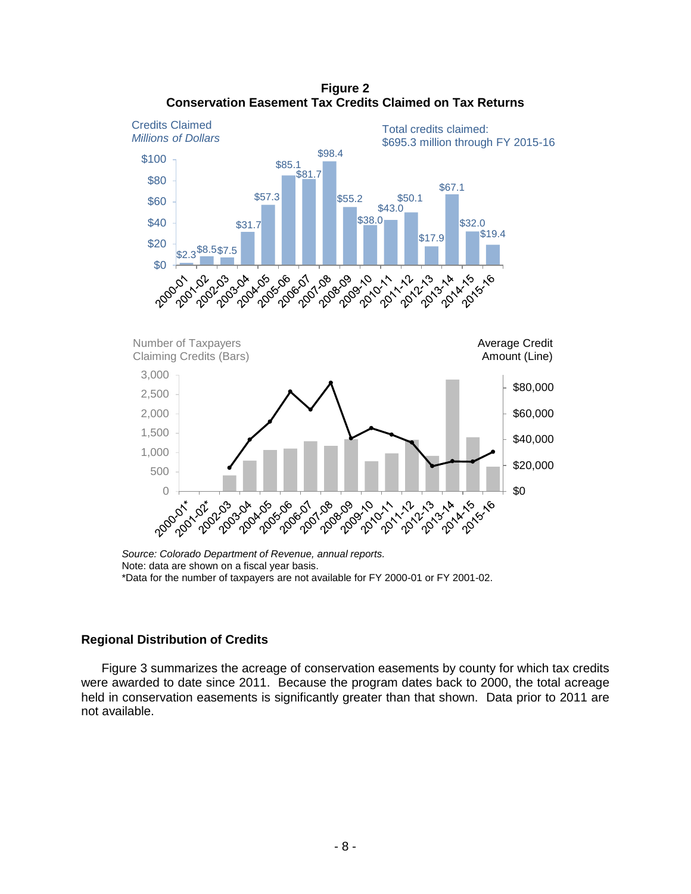**Figure 2**
**Conservation Easement Tax Credits Claimed on Tax Returns**

Credits Claimed
*Millions of Dollars*

Total credits claimed:
$695.3 million through FY 2015-16

| Fiscal Year | Credits Claimed (Millions) |
|---|---|
| 2000-01 | $2.3 |
| 2001-02 | $8.5 |
| 2002-03 | $7.5 |
| 2003-04 | $31.7 |
| 2004-05 | $57.3 |
| 2005-06 | $85.1 |
| 2006-07 | $81.7 |
| 2007-08 | $98.4 |
| 2008-09 | $55.2 |
| 2009-10 | $38.0 |
| 2010-11 | $43.0 |
| 2011-12 | $50.1 |
| 2012-13 | $17.9 |
| 2013-14 | $67.1 |
| 2014-15 | $32.0 |
| 2015-16 | $19.4 |

Number of Taxpayers Claiming Credits (Bars)

Average Credit Amount (Line)

*Source: Colorado Department of Revenue, annual reports.*
Note: data are shown on a fiscal year basis.
*Data for the number of taxpayers are not available for FY 2000-01 or FY 2001-02.

### Regional Distribution of Credits

Figure 3 summarizes the acreage of conservation easements by county for which tax credits were awarded to date since 2011. Because the program dates back to 2000, the total acreage held in conservation easements is significantly greater than that shown. Data prior to 2011 are not available.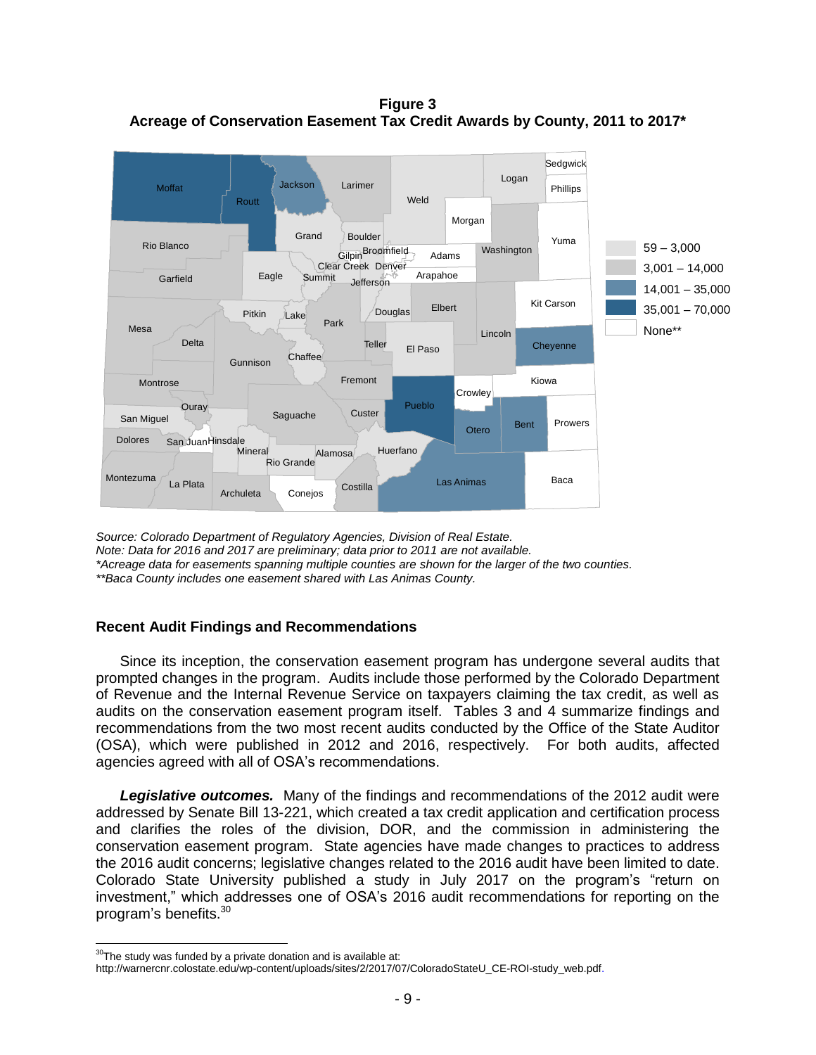**Figure 3**
**Acreage of Conservation Easement Tax Credit Awards by County, 2011 to 2017***

*Source: Colorado Department of Regulatory Agencies, Division of Real Estate.*
*Note: Data for 2016 and 2017 are preliminary; data prior to 2011 are not available.*
**Acreage data for easements spanning multiple counties are shown for the larger of the two counties.*
***Baca County includes one easement shared with Las Animas County.*

### Recent Audit Findings and Recommendations

Since its inception, the conservation easement program has undergone several audits that prompted changes in the program. Audits include those performed by the Colorado Department of Revenue and the Internal Revenue Service on taxpayers claiming the tax credit, as well as audits on the conservation easement program itself. Tables 3 and 4 summarize findings and recommendations from the two most recent audits conducted by the Office of the State Auditor (OSA), which were published in 2012 and 2016, respectively. For both audits, affected agencies agreed with all of OSA's recommendations.

***Legislative outcomes.*** Many of the findings and recommendations of the 2012 audit were addressed by Senate Bill 13-221, which created a tax credit application and certification process and clarifies the roles of the division, DOR, and the commission in administering the conservation easement program. State agencies have made changes to practices to address the 2016 audit concerns; legislative changes related to the 2016 audit have been limited to date. Colorado State University published a study in July 2017 on the program's "return on investment," which addresses one of OSA's 2016 audit recommendations for reporting on the program's benefits.[30]

[30] The study was funded by a private donation and is available at: http://warnercnr.colostate.edu/wp-content/uploads/sites/2/2017/07/ColoradoStateU_CE-ROI-study_web.pdf.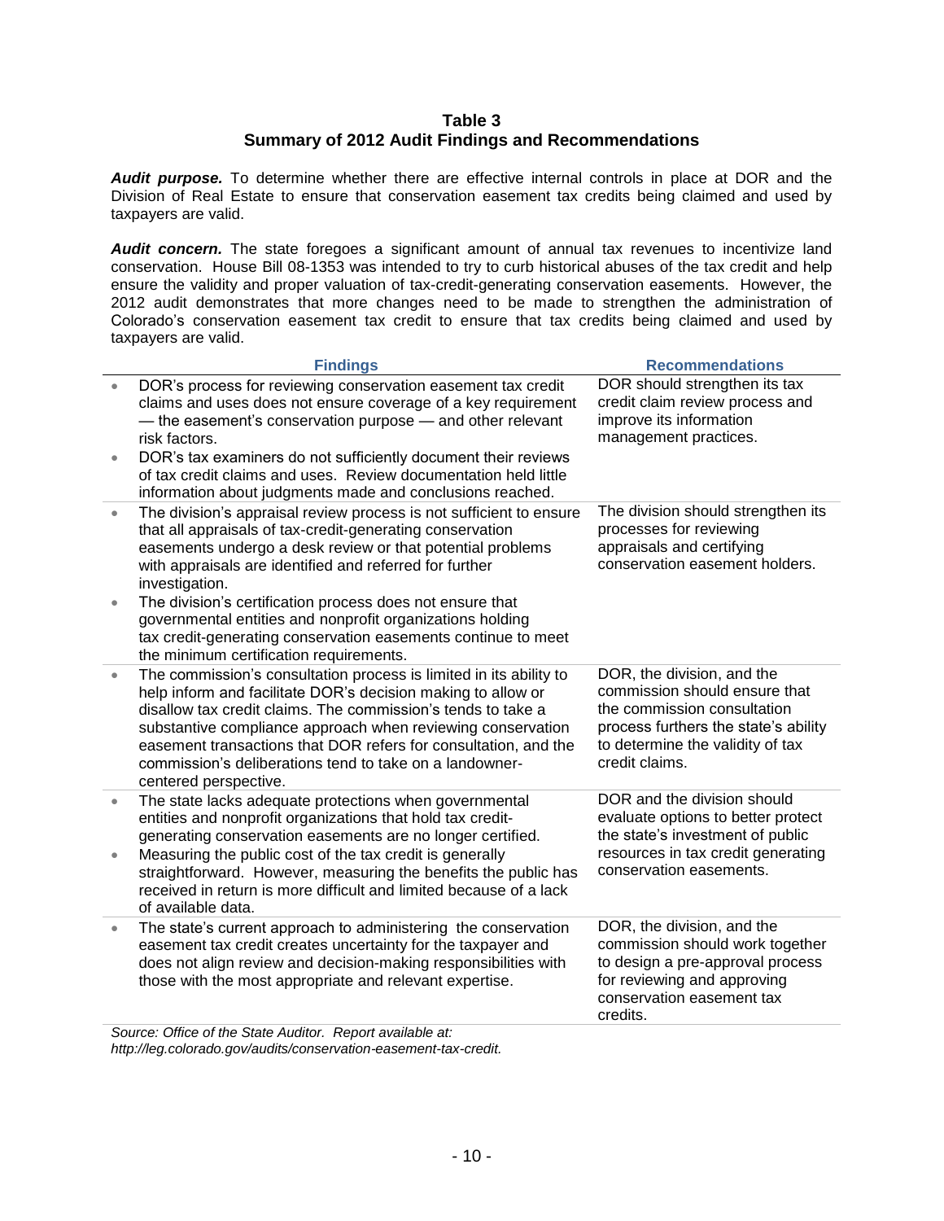**Table 3**
**Summary of 2012 Audit Findings and Recommendations**

***Audit purpose.*** To determine whether there are effective internal controls in place at DOR and the Division of Real Estate to ensure that conservation easement tax credits being claimed and used by taxpayers are valid.

***Audit concern.*** The state foregoes a significant amount of annual tax revenues to incentivize land conservation. House Bill 08-1353 was intended to try to curb historical abuses of the tax credit and help ensure the validity and proper valuation of tax-credit-generating conservation easements. However, the 2012 audit demonstrates that more changes need to be made to strengthen the administration of Colorado's conservation easement tax credit to ensure that tax credits being claimed and used by taxpayers are valid.

| Findings | Recommendations |
|---|---|
| • DOR's process for reviewing conservation easement tax credit claims and uses does not ensure coverage of a key requirement — the easement's conservation purpose — and other relevant risk factors.<br>• DOR's tax examiners do not sufficiently document their reviews of tax credit claims and uses. Review documentation held little information about judgments made and conclusions reached. | DOR should strengthen its tax credit claim review process and improve its information management practices. |
| • The division's appraisal review process is not sufficient to ensure that all appraisals of tax-credit-generating conservation easements undergo a desk review or that potential problems with appraisals are identified and referred for further investigation.<br>• The division's certification process does not ensure that governmental entities and nonprofit organizations holding tax credit-generating conservation easements continue to meet the minimum certification requirements. | The division should strengthen its processes for reviewing appraisals and certifying conservation easement holders. |
| • The commission's consultation process is limited in its ability to help inform and facilitate DOR's decision making to allow or disallow tax credit claims. The commission's tends to take a substantive compliance approach when reviewing conservation easement transactions that DOR refers for consultation, and the commission's deliberations tend to take on a landowner-centered perspective. | DOR, the division, and the commission should ensure that the commission consultation process furthers the state's ability to determine the validity of tax credit claims. |
| • The state lacks adequate protections when governmental entities and nonprofit organizations that hold tax credit-generating conservation easements are no longer certified.<br>• Measuring the public cost of the tax credit is generally straightforward. However, measuring the benefits the public has received in return is more difficult and limited because of a lack of available data. | DOR and the division should evaluate options to better protect the state's investment of public resources in tax credit generating conservation easements. |
| • The state's current approach to administering the conservation easement tax credit creates uncertainty for the taxpayer and does not align review and decision-making responsibilities with those with the most appropriate and relevant expertise. | DOR, the division, and the commission should work together to design a pre-approval process for reviewing and approving conservation easement tax credits. |

*Source: Office of the State Auditor. Report available at: http://leg.colorado.gov/audits/conservation-easement-tax-credit.*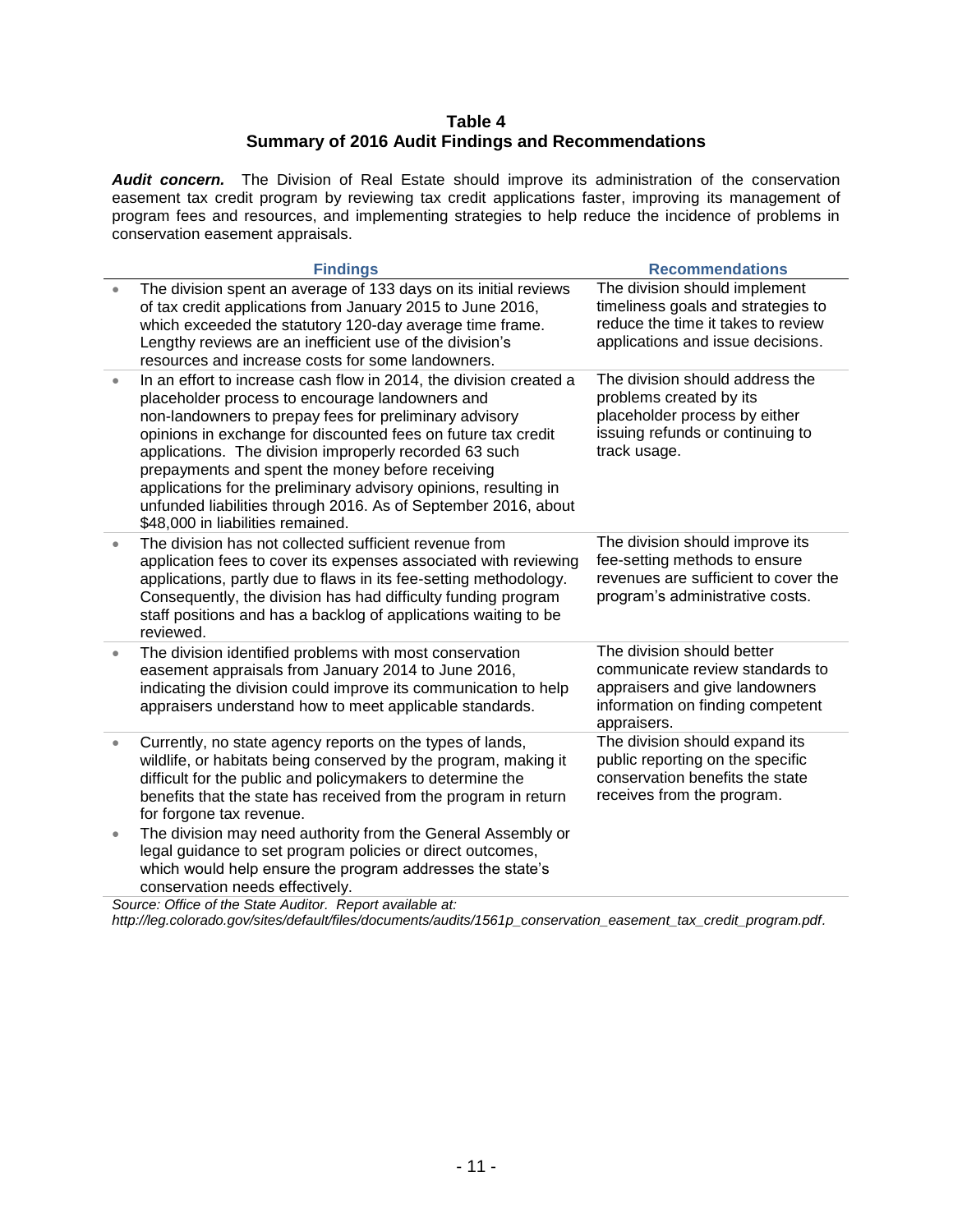**Table 4**
**Summary of 2016 Audit Findings and Recommendations**

***Audit concern.*** The Division of Real Estate should improve its administration of the conservation easement tax credit program by reviewing tax credit applications faster, improving its management of program fees and resources, and implementing strategies to help reduce the incidence of problems in conservation easement appraisals.

| Findings | Recommendations |
|---|---|
| • The division spent an average of 133 days on its initial reviews of tax credit applications from January 2015 to June 2016, which exceeded the statutory 120-day average time frame. Lengthy reviews are an inefficient use of the division's resources and increase costs for some landowners. | The division should implement timeliness goals and strategies to reduce the time it takes to review applications and issue decisions. |
| • In an effort to increase cash flow in 2014, the division created a placeholder process to encourage landowners and non-landowners to prepay fees for preliminary advisory opinions in exchange for discounted fees on future tax credit applications. The division improperly recorded 63 such prepayments and spent the money before receiving applications for the preliminary advisory opinions, resulting in unfunded liabilities through 2016. As of September 2016, about $48,000 in liabilities remained. | The division should address the problems created by its placeholder process by either issuing refunds or continuing to track usage. |
| • The division has not collected sufficient revenue from application fees to cover its expenses associated with reviewing applications, partly due to flaws in its fee-setting methodology. Consequently, the division has had difficulty funding program staff positions and has a backlog of applications waiting to be reviewed. | The division should improve its fee-setting methods to ensure revenues are sufficient to cover the program's administrative costs. |
| • The division identified problems with most conservation easement appraisals from January 2014 to June 2016, indicating the division could improve its communication to help appraisers understand how to meet applicable standards. | The division should better communicate review standards to appraisers and give landowners information on finding competent appraisers. |
| • Currently, no state agency reports on the types of lands, wildlife, or habitats being conserved by the program, making it difficult for the public and policymakers to determine the benefits that the state has received from the program in return for forgone tax revenue.<br>• The division may need authority from the General Assembly or legal guidance to set program policies or direct outcomes, which would help ensure the program addresses the state's conservation needs effectively. | The division should expand its public reporting on the specific conservation benefits the state receives from the program. |

*Source: Office of the State Auditor. Report available at: http://leg.colorado.gov/sites/default/files/documents/audits/1561p_conservation_easement_tax_credit_program.pdf*.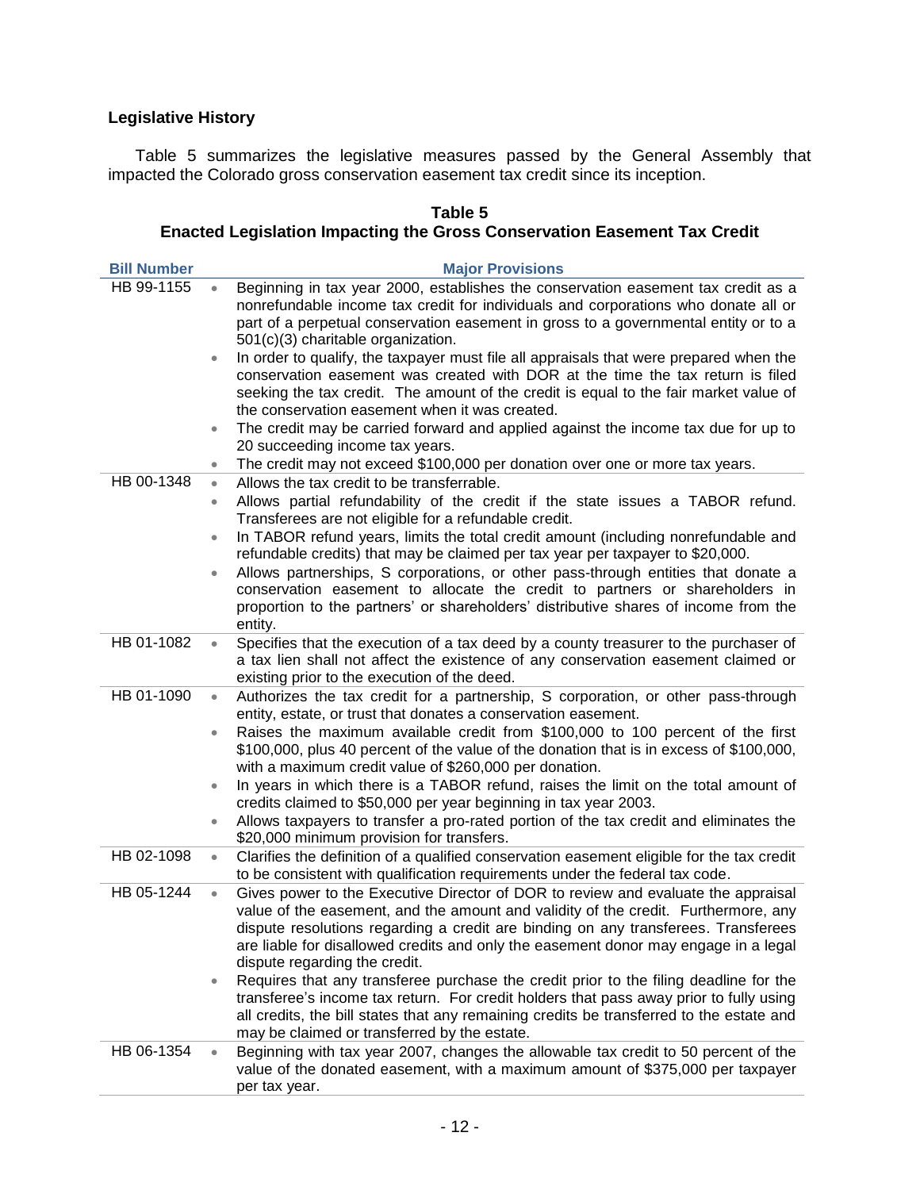### Legislative History

Table 5 summarizes the legislative measures passed by the General Assembly that impacted the Colorado gross conservation easement tax credit since its inception.

**Table 5**
**Enacted Legislation Impacting the Gross Conservation Easement Tax Credit**

| Bill Number | Major Provisions |
|---|---|
| HB 99-1155 | • Beginning in tax year 2000, establishes the conservation easement tax credit as a nonrefundable income tax credit for individuals and corporations who donate all or part of a perpetual conservation easement in gross to a governmental entity or to a 501(c)(3) charitable organization.<br>• In order to qualify, the taxpayer must file all appraisals that were prepared when the conservation easement was created with DOR at the time the tax return is filed seeking the tax credit. The amount of the credit is equal to the fair market value of the conservation easement when it was created.<br>• The credit may be carried forward and applied against the income tax due for up to 20 succeeding income tax years.<br>• The credit may not exceed $100,000 per donation over one or more tax years. |
| HB 00-1348 | • Allows the tax credit to be transferrable.<br>• Allows partial refundability of the credit if the state issues a TABOR refund. Transferees are not eligible for a refundable credit.<br>• In TABOR refund years, limits the total credit amount (including nonrefundable and refundable credits) that may be claimed per tax year per taxpayer to $20,000.<br>• Allows partnerships, S corporations, or other pass-through entities that donate a conservation easement to allocate the credit to partners or shareholders in proportion to the partners' or shareholders' distributive shares of income from the entity. |
| HB 01-1082 | • Specifies that the execution of a tax deed by a county treasurer to the purchaser of a tax lien shall not affect the existence of any conservation easement claimed or existing prior to the execution of the deed. |
| HB 01-1090 | • Authorizes the tax credit for a partnership, S corporation, or other pass-through entity, estate, or trust that donates a conservation easement.<br>• Raises the maximum available credit from $100,000 to 100 percent of the first $100,000, plus 40 percent of the value of the donation that is in excess of $100,000, with a maximum credit value of $260,000 per donation.<br>• In years in which there is a TABOR refund, raises the limit on the total amount of credits claimed to $50,000 per year beginning in tax year 2003.<br>• Allows taxpayers to transfer a pro-rated portion of the tax credit and eliminates the $20,000 minimum provision for transfers. |
| HB 02-1098 | • Clarifies the definition of a qualified conservation easement eligible for the tax credit to be consistent with qualification requirements under the federal tax code. |
| HB 05-1244 | • Gives power to the Executive Director of DOR to review and evaluate the appraisal value of the easement, and the amount and validity of the credit. Furthermore, any dispute resolutions regarding a credit are binding on any transferees. Transferees are liable for disallowed credits and only the easement donor may engage in a legal dispute regarding the credit.<br>• Requires that any transferee purchase the credit prior to the filing deadline for the transferee's income tax return. For credit holders that pass away prior to fully using all credits, the bill states that any remaining credits be transferred to the estate and may be claimed or transferred by the estate. |
| HB 06-1354 | • Beginning with tax year 2007, changes the allowable tax credit to 50 percent of the value of the donated easement, with a maximum amount of $375,000 per taxpayer per tax year. |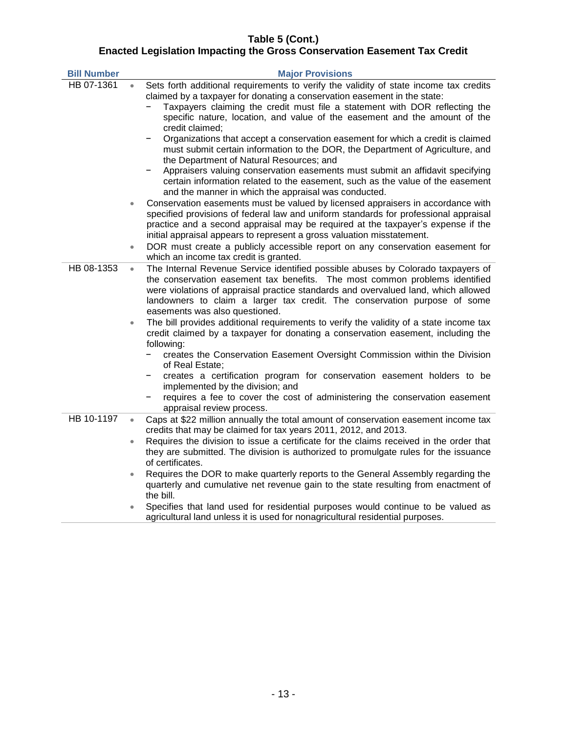**Table 5 (Cont.)**
**Enacted Legislation Impacting the Gross Conservation Easement Tax Credit**

| Bill Number | Major Provisions |
|---|---|
| HB 07-1361 | • Sets forth additional requirements to verify the validity of state income tax credits claimed by a taxpayer for donating a conservation easement in the state:<br>− Taxpayers claiming the credit must file a statement with DOR reflecting the specific nature, location, and value of the easement and the amount of the credit claimed;<br>− Organizations that accept a conservation easement for which a credit is claimed must submit certain information to the DOR, the Department of Agriculture, and the Department of Natural Resources; and<br>− Appraisers valuing conservation easements must submit an affidavit specifying certain information related to the easement, such as the value of the easement and the manner in which the appraisal was conducted.<br>• Conservation easements must be valued by licensed appraisers in accordance with specified provisions of federal law and uniform standards for professional appraisal practice and a second appraisal may be required at the taxpayer's expense if the initial appraisal appears to represent a gross valuation misstatement.<br>• DOR must create a publicly accessible report on any conservation easement for which an income tax credit is granted. |
| HB 08-1353 | • The Internal Revenue Service identified possible abuses by Colorado taxpayers of the conservation easement tax benefits. The most common problems identified were violations of appraisal practice standards and overvalued land, which allowed landowners to claim a larger tax credit. The conservation purpose of some easements was also questioned.<br>• The bill provides additional requirements to verify the validity of a state income tax credit claimed by a taxpayer for donating a conservation easement, including the following:<br>− creates the Conservation Easement Oversight Commission within the Division of Real Estate;<br>− creates a certification program for conservation easement holders to be implemented by the division; and<br>− requires a fee to cover the cost of administering the conservation easement appraisal review process. |
| HB 10-1197 | • Caps at $22 million annually the total amount of conservation easement income tax credits that may be claimed for tax years 2011, 2012, and 2013.<br>• Requires the division to issue a certificate for the claims received in the order that they are submitted. The division is authorized to promulgate rules for the issuance of certificates.<br>• Requires the DOR to make quarterly reports to the General Assembly regarding the quarterly and cumulative net revenue gain to the state resulting from enactment of the bill.<br>• Specifies that land used for residential purposes would continue to be valued as agricultural land unless it is used for nonagricultural residential purposes. |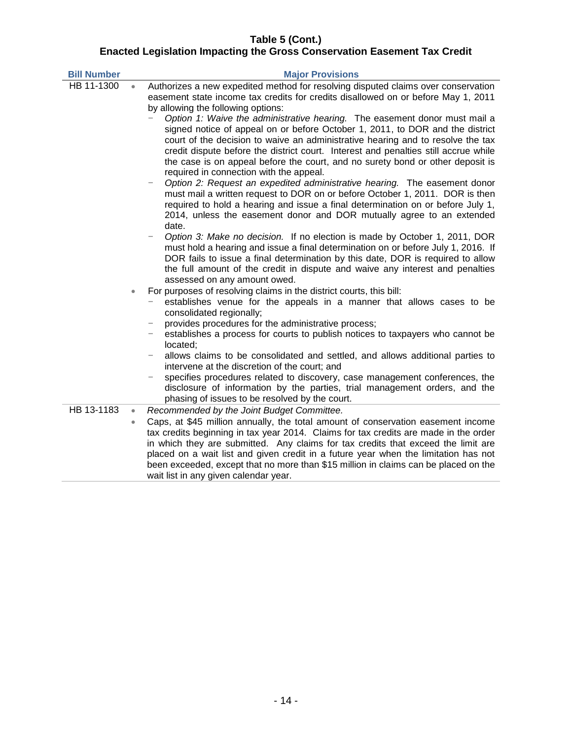**Table 5 (Cont.)**
**Enacted Legislation Impacting the Gross Conservation Easement Tax Credit**

| Bill Number | Major Provisions |
|---|---|
| HB 11-1300 | • Authorizes a new expedited method for resolving disputed claims over conservation easement state income tax credits for credits disallowed on or before May 1, 2011 by allowing the following options:<br>− *Option 1: Waive the administrative hearing.* The easement donor must mail a signed notice of appeal on or before October 1, 2011, to DOR and the district court of the decision to waive an administrative hearing and to resolve the tax credit dispute before the district court. Interest and penalties still accrue while the case is on appeal before the court, and no surety bond or other deposit is required in connection with the appeal.<br>− *Option 2: Request an expedited administrative hearing.* The easement donor must mail a written request to DOR on or before October 1, 2011. DOR is then required to hold a hearing and issue a final determination on or before July 1, 2014, unless the easement donor and DOR mutually agree to an extended date.<br>− *Option 3: Make no decision.* If no election is made by October 1, 2011, DOR must hold a hearing and issue a final determination on or before July 1, 2016. If DOR fails to issue a final determination by this date, DOR is required to allow the full amount of the credit in dispute and waive any interest and penalties assessed on any amount owed.<br>• For purposes of resolving claims in the district courts, this bill:<br>− establishes venue for the appeals in a manner that allows cases to be consolidated regionally;<br>− provides procedures for the administrative process;<br>− establishes a process for courts to publish notices to taxpayers who cannot be located;<br>− allows claims to be consolidated and settled, and allows additional parties to intervene at the discretion of the court; and<br>− specifies procedures related to discovery, case management conferences, the disclosure of information by the parties, trial management orders, and the phasing of issues to be resolved by the court. |
| HB 13-1183 | • *Recommended by the Joint Budget Committee.*<br>• Caps, at $45 million annually, the total amount of conservation easement income tax credits beginning in tax year 2014. Claims for tax credits are made in the order in which they are submitted. Any claims for tax credits that exceed the limit are placed on a wait list and given credit in a future year when the limitation has not been exceeded, except that no more than $15 million in claims can be placed on the wait list in any given calendar year. |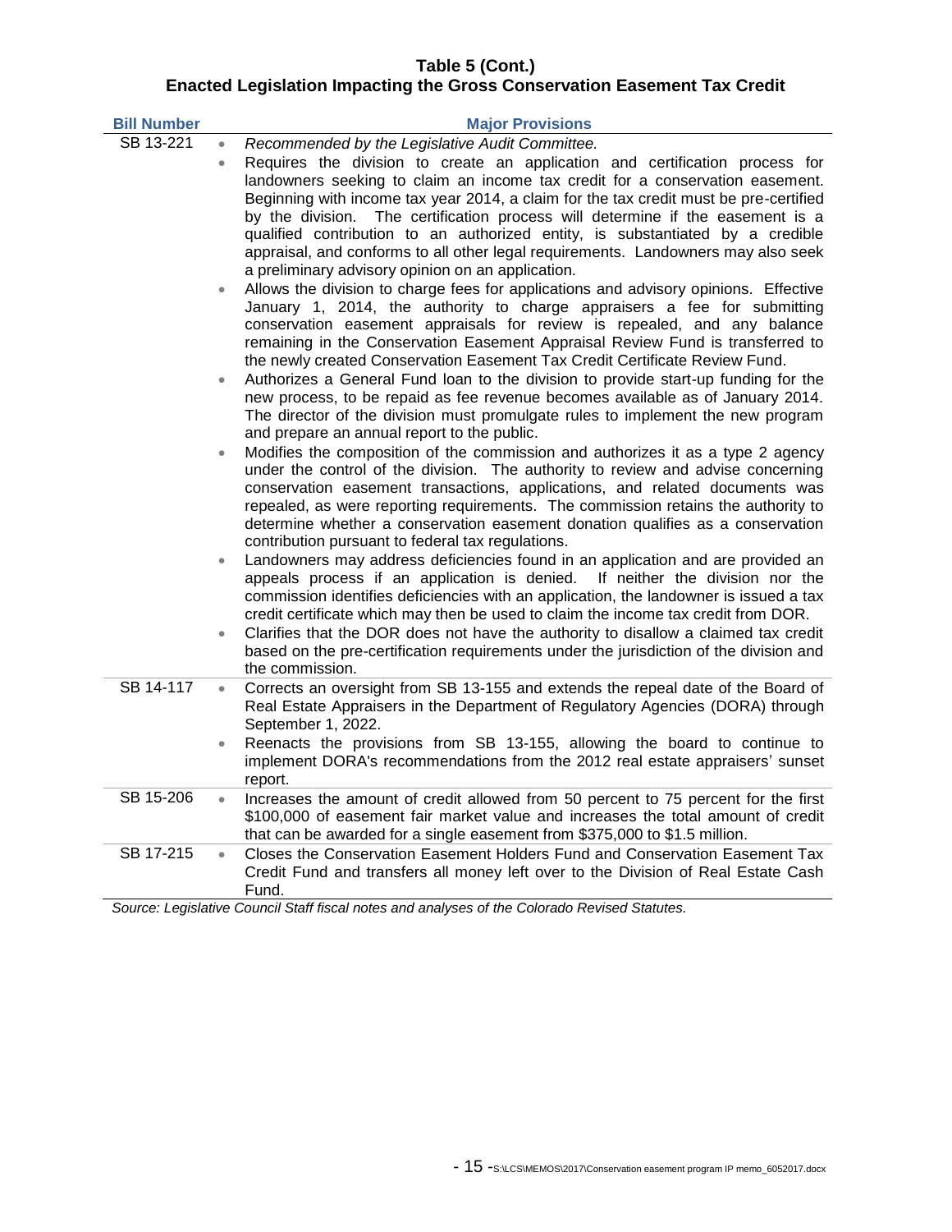**Table 5 (Cont.)**
**Enacted Legislation Impacting the Gross Conservation Easement Tax Credit**

| Bill Number | Major Provisions |
|---|---|
| SB 13-221 | • *Recommended by the Legislative Audit Committee.*<br>• Requires the division to create an application and certification process for landowners seeking to claim an income tax credit for a conservation easement. Beginning with income tax year 2014, a claim for the tax credit must be pre-certified by the division. The certification process will determine if the easement is a qualified contribution to an authorized entity, is substantiated by a credible appraisal, and conforms to all other legal requirements. Landowners may also seek a preliminary advisory opinion on an application.<br>• Allows the division to charge fees for applications and advisory opinions. Effective January 1, 2014, the authority to charge appraisers a fee for submitting conservation easement appraisals for review is repealed, and any balance remaining in the Conservation Easement Appraisal Review Fund is transferred to the newly created Conservation Easement Tax Credit Certificate Review Fund.<br>• Authorizes a General Fund loan to the division to provide start-up funding for the new process, to be repaid as fee revenue becomes available as of January 2014. The director of the division must promulgate rules to implement the new program and prepare an annual report to the public.<br>• Modifies the composition of the commission and authorizes it as a type 2 agency under the control of the division. The authority to review and advise concerning conservation easement transactions, applications, and related documents was repealed, as were reporting requirements. The commission retains the authority to determine whether a conservation easement donation qualifies as a conservation contribution pursuant to federal tax regulations.<br>• Landowners may address deficiencies found in an application and are provided an appeals process if an application is denied. If neither the division nor the commission identifies deficiencies with an application, the landowner is issued a tax credit certificate which may then be used to claim the income tax credit from DOR.<br>• Clarifies that the DOR does not have the authority to disallow a claimed tax credit based on the pre-certification requirements under the jurisdiction of the division and the commission. |
| SB 14-117 | • Corrects an oversight from SB 13-155 and extends the repeal date of the Board of Real Estate Appraisers in the Department of Regulatory Agencies (DORA) through September 1, 2022.<br>• Reenacts the provisions from SB 13-155, allowing the board to continue to implement DORA's recommendations from the 2012 real estate appraisers' sunset report. |
| SB 15-206 | • Increases the amount of credit allowed from 50 percent to 75 percent for the first $100,000 of easement fair market value and increases the total amount of credit that can be awarded for a single easement from $375,000 to $1.5 million. |
| SB 17-215 | • Closes the Conservation Easement Holders Fund and Conservation Easement Tax Credit Fund and transfers all money left over to the Division of Real Estate Cash Fund. |

*Source: Legislative Council Staff fiscal notes and analyses of the Colorado Revised Statutes.*